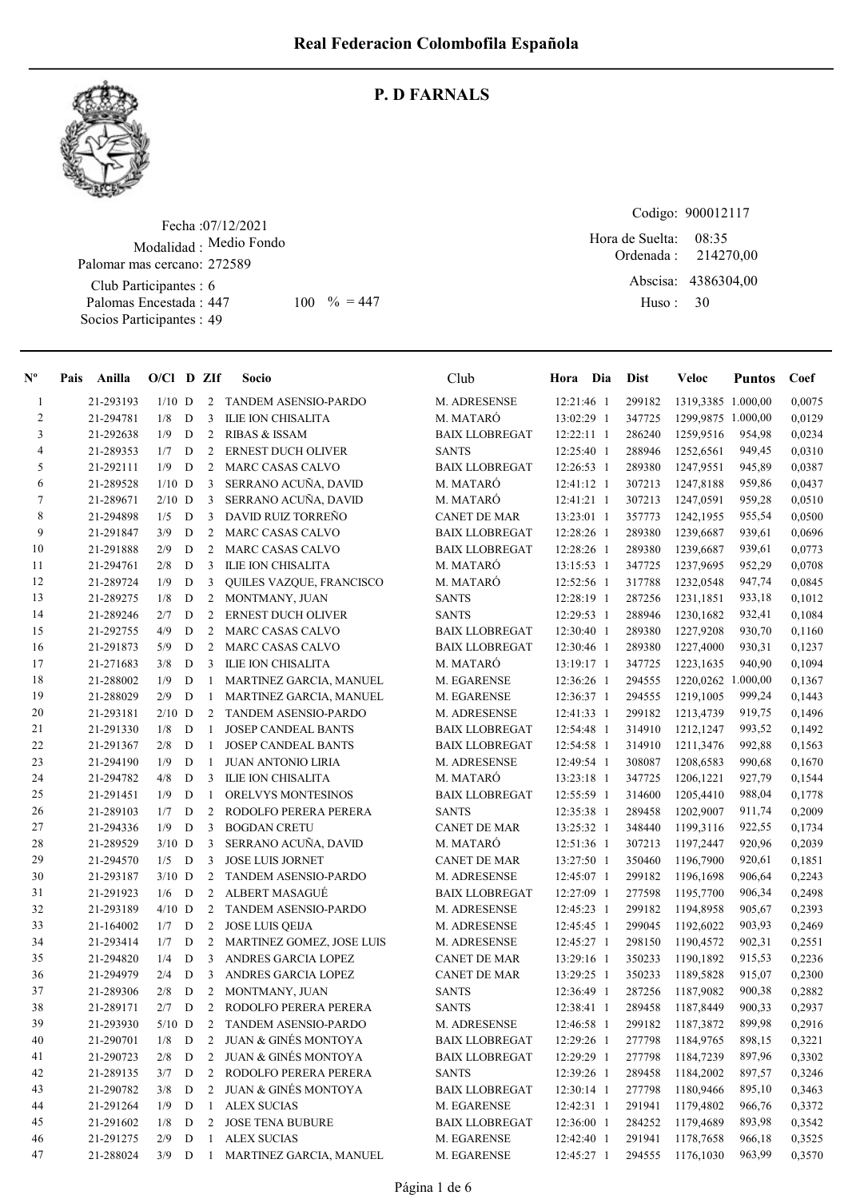# Real Federacion Colombofila Española

## P. D FARNALS

Fecha :07/12/2021
Modalidad : Medio Fondo
Palomar mas cercano: 272589
Club Participantes : 6
Palomas Encestada : 447 100 % = 447
Socios Participantes : 49

Codigo: 900012117
Hora de Suelta: 08:35
Ordenada : 214270,00
Abscisa: 4386304,00
Huso : 30

| Nº | Pais | Anilla | O/Cl | D | ZIf | Socio | Club | Hora | Dia | Dist | Veloc | Puntos | Coef |
|---|---|---|---|---|---|---|---|---|---|---|---|---|---|
| 1 | | 21-293193 | 1/10 | D | 2 | TANDEM ASENSIO-PARDO | M. ADRESENSE | 12:21:46 | 1 | 299182 | 1319,3385 | 1.000,00 | 0,0075 |
| 2 | | 21-294781 | 1/8 | D | 3 | ILIE ION CHISALITA | M. MATARÓ | 13:02:29 | 1 | 347725 | 1299,9875 | 1.000,00 | 0,0129 |
| 3 | | 21-292638 | 1/9 | D | 2 | RIBAS & ISSAM | BAIX LLOBREGAT | 12:22:11 | 1 | 286240 | 1259,9516 | 954,98 | 0,0234 |
| 4 | | 21-289353 | 1/7 | D | 2 | ERNEST DUCH OLIVER | SANTS | 12:25:40 | 1 | 288946 | 1252,6561 | 949,45 | 0,0310 |
| 5 | | 21-292111 | 1/9 | D | 2 | MARC CASAS CALVO | BAIX LLOBREGAT | 12:26:53 | 1 | 289380 | 1247,9551 | 945,89 | 0,0387 |
| 6 | | 21-289528 | 1/10 | D | 3 | SERRANO ACUÑA, DAVID | M. MATARÓ | 12:41:12 | 1 | 307213 | 1247,8188 | 959,86 | 0,0437 |
| 7 | | 21-289671 | 2/10 | D | 3 | SERRANO ACUÑA, DAVID | M. MATARÓ | 12:41:21 | 1 | 307213 | 1247,0591 | 959,28 | 0,0510 |
| 8 | | 21-294898 | 1/5 | D | 3 | DAVID RUIZ TORREÑO | CANET DE MAR | 13:23:01 | 1 | 357773 | 1242,1955 | 955,54 | 0,0500 |
| 9 | | 21-291847 | 3/9 | D | 2 | MARC CASAS CALVO | BAIX LLOBREGAT | 12:28:26 | 1 | 289380 | 1239,6687 | 939,61 | 0,0696 |
| 10 | | 21-291888 | 2/9 | D | 2 | MARC CASAS CALVO | BAIX LLOBREGAT | 12:28:26 | 1 | 289380 | 1239,6687 | 939,61 | 0,0773 |
| 11 | | 21-294761 | 2/8 | D | 3 | ILIE ION CHISALITA | M. MATARÓ | 13:15:53 | 1 | 347725 | 1237,9695 | 952,29 | 0,0708 |
| 12 | | 21-289724 | 1/9 | D | 3 | QUILES VAZQUE, FRANCISCO | M. MATARÓ | 12:52:56 | 1 | 317788 | 1232,0548 | 947,74 | 0,0845 |
| 13 | | 21-289275 | 1/8 | D | 2 | MONTMANY, JUAN | SANTS | 12:28:19 | 1 | 287256 | 1231,1851 | 933,18 | 0,1012 |
| 14 | | 21-289246 | 2/7 | D | 2 | ERNEST DUCH OLIVER | SANTS | 12:29:53 | 1 | 288946 | 1230,1682 | 932,41 | 0,1084 |
| 15 | | 21-292755 | 4/9 | D | 2 | MARC CASAS CALVO | BAIX LLOBREGAT | 12:30:40 | 1 | 289380 | 1227,9208 | 930,70 | 0,1160 |
| 16 | | 21-291873 | 5/9 | D | 2 | MARC CASAS CALVO | BAIX LLOBREGAT | 12:30:46 | 1 | 289380 | 1227,4000 | 930,31 | 0,1237 |
| 17 | | 21-271683 | 3/8 | D | 3 | ILIE ION CHISALITA | M. MATARÓ | 13:19:17 | 1 | 347725 | 1223,1635 | 940,90 | 0,1094 |
| 18 | | 21-288002 | 1/9 | D | 1 | MARTINEZ GARCIA, MANUEL | M. EGARENSE | 12:36:26 | 1 | 294555 | 1220,0262 | 1.000,00 | 0,1367 |
| 19 | | 21-288029 | 2/9 | D | 1 | MARTINEZ GARCIA, MANUEL | M. EGARENSE | 12:36:37 | 1 | 294555 | 1219,1005 | 999,24 | 0,1443 |
| 20 | | 21-293181 | 2/10 | D | 2 | TANDEM ASENSIO-PARDO | M. ADRESENSE | 12:41:33 | 1 | 299182 | 1213,4739 | 919,75 | 0,1496 |
| 21 | | 21-291330 | 1/8 | D | 1 | JOSEP CANDEAL BANTS | BAIX LLOBREGAT | 12:54:48 | 1 | 314910 | 1212,1247 | 993,52 | 0,1492 |
| 22 | | 21-291367 | 2/8 | D | 1 | JOSEP CANDEAL BANTS | BAIX LLOBREGAT | 12:54:58 | 1 | 314910 | 1211,3476 | 992,88 | 0,1563 |
| 23 | | 21-294190 | 1/9 | D | 1 | JUAN ANTONIO LIRIA | M. ADRESENSE | 12:49:54 | 1 | 308087 | 1208,6583 | 990,68 | 0,1670 |
| 24 | | 21-294782 | 4/8 | D | 3 | ILIE ION CHISALITA | M. MATARÓ | 13:23:18 | 1 | 347725 | 1206,1221 | 927,79 | 0,1544 |
| 25 | | 21-291451 | 1/9 | D | 1 | ORELVYS MONTESINOS | BAIX LLOBREGAT | 12:55:59 | 1 | 314600 | 1205,4410 | 988,04 | 0,1778 |
| 26 | | 21-289103 | 1/7 | D | 2 | RODOLFO PERERA PERERA | SANTS | 12:35:38 | 1 | 289458 | 1202,9007 | 911,74 | 0,2009 |
| 27 | | 21-294336 | 1/9 | D | 3 | BOGDAN CRETU | CANET DE MAR | 13:25:32 | 1 | 348440 | 1199,3116 | 922,55 | 0,1734 |
| 28 | | 21-289529 | 3/10 | D | 3 | SERRANO ACUÑA, DAVID | M. MATARÓ | 12:51:36 | 1 | 307213 | 1197,2447 | 920,96 | 0,2039 |
| 29 | | 21-294570 | 1/5 | D | 3 | JOSE LUIS JORNET | CANET DE MAR | 13:27:50 | 1 | 350460 | 1196,7900 | 920,61 | 0,1851 |
| 30 | | 21-293187 | 3/10 | D | 2 | TANDEM ASENSIO-PARDO | M. ADRESENSE | 12:45:07 | 1 | 299182 | 1196,1698 | 906,64 | 0,2243 |
| 31 | | 21-291923 | 1/6 | D | 2 | ALBERT MASAGUÉ | BAIX LLOBREGAT | 12:27:09 | 1 | 277598 | 1195,7700 | 906,34 | 0,2498 |
| 32 | | 21-293189 | 4/10 | D | 2 | TANDEM ASENSIO-PARDO | M. ADRESENSE | 12:45:23 | 1 | 299182 | 1194,8958 | 905,67 | 0,2393 |
| 33 | | 21-164002 | 1/7 | D | 2 | JOSE LUIS QEIJA | M. ADRESENSE | 12:45:45 | 1 | 299045 | 1192,6022 | 903,93 | 0,2469 |
| 34 | | 21-293414 | 1/7 | D | 2 | MARTINEZ GOMEZ, JOSE LUIS | M. ADRESENSE | 12:45:27 | 1 | 298150 | 1190,4572 | 902,31 | 0,2551 |
| 35 | | 21-294820 | 1/4 | D | 3 | ANDRES GARCIA LOPEZ | CANET DE MAR | 13:29:16 | 1 | 350233 | 1190,1892 | 915,53 | 0,2236 |
| 36 | | 21-294979 | 2/4 | D | 3 | ANDRES GARCIA LOPEZ | CANET DE MAR | 13:29:25 | 1 | 350233 | 1189,5828 | 915,07 | 0,2300 |
| 37 | | 21-289306 | 2/8 | D | 2 | MONTMANY, JUAN | SANTS | 12:36:49 | 1 | 287256 | 1187,9082 | 900,38 | 0,2882 |
| 38 | | 21-289171 | 2/7 | D | 2 | RODOLFO PERERA PERERA | SANTS | 12:38:41 | 1 | 289458 | 1187,8449 | 900,33 | 0,2937 |
| 39 | | 21-293930 | 5/10 | D | 2 | TANDEM ASENSIO-PARDO | M. ADRESENSE | 12:46:58 | 1 | 299182 | 1187,3872 | 899,98 | 0,2916 |
| 40 | | 21-290701 | 1/8 | D | 2 | JUAN & GINÉS MONTOYA | BAIX LLOBREGAT | 12:29:26 | 1 | 277798 | 1184,9765 | 898,15 | 0,3221 |
| 41 | | 21-290723 | 2/8 | D | 2 | JUAN & GINÉS MONTOYA | BAIX LLOBREGAT | 12:29:29 | 1 | 277798 | 1184,7239 | 897,96 | 0,3302 |
| 42 | | 21-289135 | 3/7 | D | 2 | RODOLFO PERERA PERERA | SANTS | 12:39:26 | 1 | 289458 | 1184,2002 | 897,57 | 0,3246 |
| 43 | | 21-290782 | 3/8 | D | 2 | JUAN & GINÉS MONTOYA | BAIX LLOBREGAT | 12:30:14 | 1 | 277798 | 1180,9466 | 895,10 | 0,3463 |
| 44 | | 21-291264 | 1/9 | D | 1 | ALEX SUCIAS | M. EGARENSE | 12:42:31 | 1 | 291941 | 1179,4802 | 966,76 | 0,3372 |
| 45 | | 21-291602 | 1/8 | D | 2 | JOSE TENA BUBURE | BAIX LLOBREGAT | 12:36:00 | 1 | 284252 | 1179,4689 | 893,98 | 0,3542 |
| 46 | | 21-291275 | 2/9 | D | 1 | ALEX SUCIAS | M. EGARENSE | 12:42:40 | 1 | 291941 | 1178,7658 | 966,18 | 0,3525 |
| 47 | | 21-288024 | 3/9 | D | 1 | MARTINEZ GARCIA, MANUEL | M. EGARENSE | 12:45:27 | 1 | 294555 | 1176,1030 | 963,99 | 0,3570 |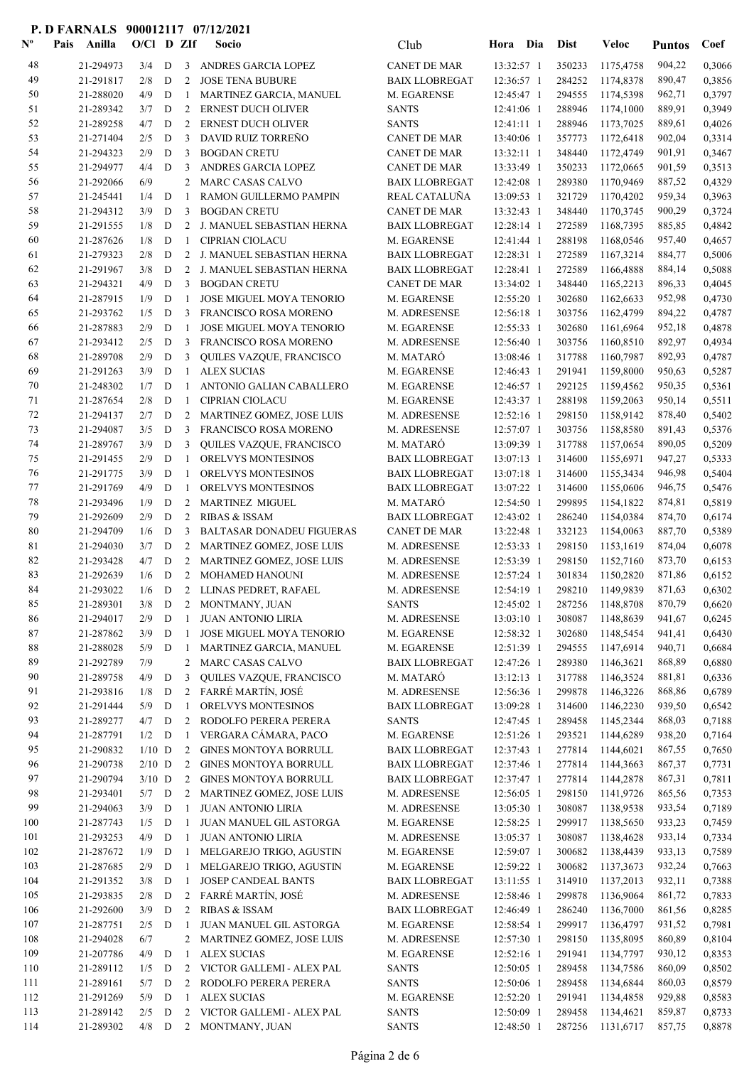**P. D FARNALS 900012117 07/12/2021**

| Nº | Pais | Anilla | O/Cl | D | ZIf | Socio | Club | Hora | Dia | Dist | Veloc | Puntos | Coef |
|---|---|---|---|---|---|---|---|---|---|---|---|---|---|
| 48 | | 21-294973 | 3/4 | D | 3 | ANDRES GARCIA LOPEZ | CANET DE MAR | 13:32:57 | 1 | 350233 | 1175,4758 | 904,22 | 0,3066 |
| 49 | | 21-291817 | 2/8 | D | 2 | JOSE TENA BUBURE | BAIX LLOBREGAT | 12:36:57 | 1 | 284252 | 1174,8378 | 890,47 | 0,3856 |
| 50 | | 21-288020 | 4/9 | D | 1 | MARTINEZ GARCIA, MANUEL | M. EGARENSE | 12:45:47 | 1 | 294555 | 1174,5398 | 962,71 | 0,3797 |
| 51 | | 21-289342 | 3/7 | D | 2 | ERNEST DUCH OLIVER | SANTS | 12:41:06 | 1 | 288946 | 1174,1000 | 889,91 | 0,3949 |
| 52 | | 21-289258 | 4/7 | D | 2 | ERNEST DUCH OLIVER | SANTS | 12:41:11 | 1 | 288946 | 1173,7025 | 889,61 | 0,4026 |
| 53 | | 21-271404 | 2/5 | D | 3 | DAVID RUIZ TORREÑO | CANET DE MAR | 13:40:06 | 1 | 357773 | 1172,6418 | 902,04 | 0,3314 |
| 54 | | 21-294323 | 2/9 | D | 3 | BOGDAN CRETU | CANET DE MAR | 13:32:11 | 1 | 348440 | 1172,4749 | 901,91 | 0,3467 |
| 55 | | 21-294977 | 4/4 | D | 3 | ANDRES GARCIA LOPEZ | CANET DE MAR | 13:33:49 | 1 | 350233 | 1172,0665 | 901,59 | 0,3513 |
| 56 | | 21-292066 | 6/9 | | 2 | MARC CASAS CALVO | BAIX LLOBREGAT | 12:42:08 | 1 | 289380 | 1170,9469 | 887,52 | 0,4329 |
| 57 | | 21-245441 | 1/4 | D | 1 | RAMON GUILLERMO PAMPIN | REAL CATALUÑA | 13:09:53 | 1 | 321729 | 1170,4202 | 959,34 | 0,3963 |
| 58 | | 21-294312 | 3/9 | D | 3 | BOGDAN CRETU | CANET DE MAR | 13:32:43 | 1 | 348440 | 1170,3745 | 900,29 | 0,3724 |
| 59 | | 21-291555 | 1/8 | D | 2 | J. MANUEL SEBASTIAN HERNA | BAIX LLOBREGAT | 12:28:14 | 1 | 272589 | 1168,7395 | 885,85 | 0,4842 |
| 60 | | 21-287626 | 1/8 | D | 1 | CIPRIAN CIOLACU | M. EGARENSE | 12:41:44 | 1 | 288198 | 1168,0546 | 957,40 | 0,4657 |
| 61 | | 21-279323 | 2/8 | D | 2 | J. MANUEL SEBASTIAN HERNA | BAIX LLOBREGAT | 12:28:31 | 1 | 272589 | 1167,3214 | 884,77 | 0,5006 |
| 62 | | 21-291967 | 3/8 | D | 2 | J. MANUEL SEBASTIAN HERNA | BAIX LLOBREGAT | 12:28:41 | 1 | 272589 | 1166,4888 | 884,14 | 0,5088 |
| 63 | | 21-294321 | 4/9 | D | 3 | BOGDAN CRETU | CANET DE MAR | 13:34:02 | 1 | 348440 | 1165,2213 | 896,33 | 0,4045 |
| 64 | | 21-287915 | 1/9 | D | 1 | JOSE MIGUEL MOYA TENORIO | M. EGARENSE | 12:55:20 | 1 | 302680 | 1162,6633 | 952,98 | 0,4730 |
| 65 | | 21-293762 | 1/5 | D | 3 | FRANCISCO ROSA MORENO | M. ADRESENSE | 12:56:18 | 1 | 303756 | 1162,4799 | 894,22 | 0,4787 |
| 66 | | 21-287883 | 2/9 | D | 1 | JOSE MIGUEL MOYA TENORIO | M. EGARENSE | 12:55:33 | 1 | 302680 | 1161,6964 | 952,18 | 0,4878 |
| 67 | | 21-293412 | 2/5 | D | 3 | FRANCISCO ROSA MORENO | M. ADRESENSE | 12:56:40 | 1 | 303756 | 1160,8510 | 892,97 | 0,4934 |
| 68 | | 21-289708 | 2/9 | D | 3 | QUILES VAZQUE, FRANCISCO | M. MATARÓ | 13:08:46 | 1 | 317788 | 1160,7987 | 892,93 | 0,4787 |
| 69 | | 21-291263 | 3/9 | D | 1 | ALEX SUCIAS | M. EGARENSE | 12:46:43 | 1 | 291941 | 1159,8000 | 950,63 | 0,5287 |
| 70 | | 21-248302 | 1/7 | D | 1 | ANTONIO GALIAN CABALLERO | M. EGARENSE | 12:46:57 | 1 | 292125 | 1159,4562 | 950,35 | 0,5361 |
| 71 | | 21-287654 | 2/8 | D | 1 | CIPRIAN CIOLACU | M. EGARENSE | 12:43:37 | 1 | 288198 | 1159,2063 | 950,14 | 0,5511 |
| 72 | | 21-294137 | 2/7 | D | 2 | MARTINEZ GOMEZ, JOSE LUIS | M. ADRESENSE | 12:52:16 | 1 | 298150 | 1158,9142 | 878,40 | 0,5402 |
| 73 | | 21-294087 | 3/5 | D | 3 | FRANCISCO ROSA MORENO | M. ADRESENSE | 12:57:07 | 1 | 303756 | 1158,8580 | 891,43 | 0,5376 |
| 74 | | 21-289767 | 3/9 | D | 3 | QUILES VAZQUE, FRANCISCO | M. MATARÓ | 13:09:39 | 1 | 317788 | 1157,0654 | 890,05 | 0,5209 |
| 75 | | 21-291455 | 2/9 | D | 1 | ORELVYS MONTESINOS | BAIX LLOBREGAT | 13:07:13 | 1 | 314600 | 1155,6971 | 947,27 | 0,5333 |
| 76 | | 21-291775 | 3/9 | D | 1 | ORELVYS MONTESINOS | BAIX LLOBREGAT | 13:07:18 | 1 | 314600 | 1155,3434 | 946,98 | 0,5404 |
| 77 | | 21-291769 | 4/9 | D | 1 | ORELVYS MONTESINOS | BAIX LLOBREGAT | 13:07:22 | 1 | 314600 | 1155,0606 | 946,75 | 0,5476 |
| 78 | | 21-293496 | 1/9 | D | 2 | MARTINEZ MIGUEL | M. MATARÓ | 12:54:50 | 1 | 299895 | 1154,1822 | 874,81 | 0,5819 |
| 79 | | 21-292609 | 2/9 | D | 2 | RIBAS & ISSAM | BAIX LLOBREGAT | 12:43:02 | 1 | 286240 | 1154,0384 | 874,70 | 0,6174 |
| 80 | | 21-294709 | 1/6 | D | 3 | BALTASAR DONADEU FIGUERAS | CANET DE MAR | 13:22:48 | 1 | 332123 | 1154,0063 | 887,70 | 0,5389 |
| 81 | | 21-294030 | 3/7 | D | 2 | MARTINEZ GOMEZ, JOSE LUIS | M. ADRESENSE | 12:53:33 | 1 | 298150 | 1153,1619 | 874,04 | 0,6078 |
| 82 | | 21-293428 | 4/7 | D | 2 | MARTINEZ GOMEZ, JOSE LUIS | M. ADRESENSE | 12:53:39 | 1 | 298150 | 1152,7160 | 873,70 | 0,6153 |
| 83 | | 21-292639 | 1/6 | D | 2 | MOHAMED HANOUNI | M. ADRESENSE | 12:57:24 | 1 | 301834 | 1150,2820 | 871,86 | 0,6152 |
| 84 | | 21-293022 | 1/6 | D | 2 | LLINAS PEDRET, RAFAEL | M. ADRESENSE | 12:54:19 | 1 | 298210 | 1149,9839 | 871,63 | 0,6302 |
| 85 | | 21-289301 | 3/8 | D | 2 | MONTMANY, JUAN | SANTS | 12:45:02 | 1 | 287256 | 1148,8708 | 870,79 | 0,6620 |
| 86 | | 21-294017 | 2/9 | D | 1 | JUAN ANTONIO LIRIA | M. ADRESENSE | 13:03:10 | 1 | 308087 | 1148,8639 | 941,67 | 0,6245 |
| 87 | | 21-287862 | 3/9 | D | 1 | JOSE MIGUEL MOYA TENORIO | M. EGARENSE | 12:58:32 | 1 | 302680 | 1148,5454 | 941,41 | 0,6430 |
| 88 | | 21-288028 | 5/9 | D | 1 | MARTINEZ GARCIA, MANUEL | M. EGARENSE | 12:51:39 | 1 | 294555 | 1147,6914 | 940,71 | 0,6684 |
| 89 | | 21-292789 | 7/9 | | 2 | MARC CASAS CALVO | BAIX LLOBREGAT | 12:47:26 | 1 | 289380 | 1146,3621 | 868,89 | 0,6880 |
| 90 | | 21-289758 | 4/9 | D | 3 | QUILES VAZQUE, FRANCISCO | M. MATARÓ | 13:12:13 | 1 | 317788 | 1146,3524 | 881,81 | 0,6336 |
| 91 | | 21-293816 | 1/8 | D | 2 | FARRÉ MARTÍN, JOSÉ | M. ADRESENSE | 12:56:36 | 1 | 299878 | 1146,3226 | 868,86 | 0,6789 |
| 92 | | 21-291444 | 5/9 | D | 1 | ORELVYS MONTESINOS | BAIX LLOBREGAT | 13:09:28 | 1 | 314600 | 1146,2230 | 939,50 | 0,6542 |
| 93 | | 21-289277 | 4/7 | D | 2 | RODOLFO PERERA PERERA | SANTS | 12:47:45 | 1 | 289458 | 1145,2344 | 868,03 | 0,7188 |
| 94 | | 21-287791 | 1/2 | D | 1 | VERGARA CÁMARA, PACO | M. EGARENSE | 12:51:26 | 1 | 293521 | 1144,6289 | 938,20 | 0,7164 |
| 95 | | 21-290832 | 1/10 | D | 2 | GINES MONTOYA BORRULL | BAIX LLOBREGAT | 12:37:43 | 1 | 277814 | 1144,6021 | 867,55 | 0,7650 |
| 96 | | 21-290738 | 2/10 | D | 2 | GINES MONTOYA BORRULL | BAIX LLOBREGAT | 12:37:46 | 1 | 277814 | 1144,3663 | 867,37 | 0,7731 |
| 97 | | 21-290794 | 3/10 | D | 2 | GINES MONTOYA BORRULL | BAIX LLOBREGAT | 12:37:47 | 1 | 277814 | 1144,2878 | 867,31 | 0,7811 |
| 98 | | 21-293401 | 5/7 | D | 2 | MARTINEZ GOMEZ, JOSE LUIS | M. ADRESENSE | 12:56:05 | 1 | 298150 | 1141,9726 | 865,56 | 0,7353 |
| 99 | | 21-294063 | 3/9 | D | 1 | JUAN ANTONIO LIRIA | M. ADRESENSE | 13:05:30 | 1 | 308087 | 1138,9538 | 933,54 | 0,7189 |
| 100 | | 21-287743 | 1/5 | D | 1 | JUAN MANUEL GIL ASTORGA | M. EGARENSE | 12:58:25 | 1 | 299917 | 1138,5650 | 933,23 | 0,7459 |
| 101 | | 21-293253 | 4/9 | D | 1 | JUAN ANTONIO LIRIA | M. ADRESENSE | 13:05:37 | 1 | 308087 | 1138,4628 | 933,14 | 0,7334 |
| 102 | | 21-287672 | 1/9 | D | 1 | MELGAREJO TRIGO, AGUSTIN | M. EGARENSE | 12:59:07 | 1 | 300682 | 1138,4439 | 933,13 | 0,7589 |
| 103 | | 21-287685 | 2/9 | D | 1 | MELGAREJO TRIGO, AGUSTIN | M. EGARENSE | 12:59:22 | 1 | 300682 | 1137,3673 | 932,24 | 0,7663 |
| 104 | | 21-291352 | 3/8 | D | 1 | JOSEP CANDEAL BANTS | BAIX LLOBREGAT | 13:11:55 | 1 | 314910 | 1137,2013 | 932,11 | 0,7388 |
| 105 | | 21-293835 | 2/8 | D | 2 | FARRÉ MARTÍN, JOSÉ | M. ADRESENSE | 12:58:46 | 1 | 299878 | 1136,9064 | 861,72 | 0,7833 |
| 106 | | 21-292600 | 3/9 | D | 2 | RIBAS & ISSAM | BAIX LLOBREGAT | 12:46:49 | 1 | 286240 | 1136,7000 | 861,56 | 0,8285 |
| 107 | | 21-287751 | 2/5 | D | 1 | JUAN MANUEL GIL ASTORGA | M. EGARENSE | 12:58:54 | 1 | 299917 | 1136,4797 | 931,52 | 0,7981 |
| 108 | | 21-294028 | 6/7 | | 2 | MARTINEZ GOMEZ, JOSE LUIS | M. ADRESENSE | 12:57:30 | 1 | 298150 | 1135,8095 | 860,89 | 0,8104 |
| 109 | | 21-207786 | 4/9 | D | 1 | ALEX SUCIAS | M. EGARENSE | 12:52:16 | 1 | 291941 | 1134,7797 | 930,12 | 0,8353 |
| 110 | | 21-289112 | 1/5 | D | 2 | VICTOR GALLEMI - ALEX PAL | SANTS | 12:50:05 | 1 | 289458 | 1134,7586 | 860,09 | 0,8502 |
| 111 | | 21-289161 | 5/7 | D | 2 | RODOLFO PERERA PERERA | SANTS | 12:50:06 | 1 | 289458 | 1134,6844 | 860,03 | 0,8579 |
| 112 | | 21-291269 | 5/9 | D | 1 | ALEX SUCIAS | M. EGARENSE | 12:52:20 | 1 | 291941 | 1134,4858 | 929,88 | 0,8583 |
| 113 | | 21-289142 | 2/5 | D | 2 | VICTOR GALLEMI - ALEX PAL | SANTS | 12:50:09 | 1 | 289458 | 1134,4621 | 859,87 | 0,8733 |
| 114 | | 21-289302 | 4/8 | D | 2 | MONTMANY, JUAN | SANTS | 12:48:50 | 1 | 287256 | 1131,6717 | 857,75 | 0,8878 |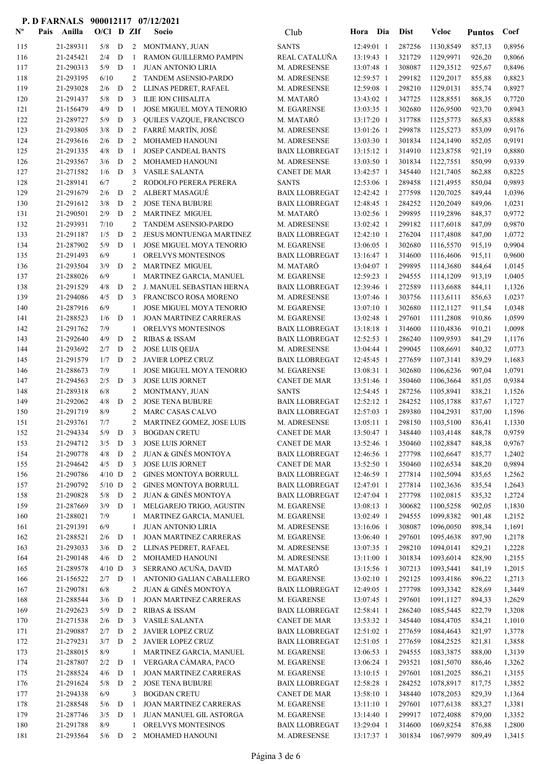**P. D FARNALS 900012117 07/12/2021**

| Nº | Pais | Anilla | O/Cl | D | ZIf | Socio | Club | Hora | Dia | Dist | Veloc | Puntos | Coef |
|---|---|---|---|---|---|---|---|---|---|---|---|---|---|
| 115 | | 21-289311 | 5/8 | D | 2 | MONTMANY, JUAN | SANTS | 12:49:01 | 1 | 287256 | 1130,8549 | 857,13 | 0,8956 |
| 116 | | 21-245421 | 2/4 | D | 1 | RAMON GUILLERMO PAMPIN | REAL CATALUÑA | 13:19:43 | 1 | 321729 | 1129,9971 | 926,20 | 0,8066 |
| 117 | | 21-290313 | 5/9 | D | 1 | JUAN ANTONIO LIRIA | M. ADRESENSE | 13:07:48 | 1 | 308087 | 1129,3512 | 925,67 | 0,8496 |
| 118 | | 21-293195 | 6/10 | | 2 | TANDEM ASENSIO-PARDO | M. ADRESENSE | 12:59:57 | 1 | 299182 | 1129,2017 | 855,88 | 0,8823 |
| 119 | | 21-293028 | 2/6 | D | 2 | LLINAS PEDRET, RAFAEL | M. ADRESENSE | 12:59:08 | 1 | 298210 | 1129,0131 | 855,74 | 0,8927 |
| 120 | | 21-291437 | 5/8 | D | 3 | ILIE ION CHISALITA | M. MATARÓ | 13:43:02 | 1 | 347725 | 1128,8551 | 868,35 | 0,7720 |
| 121 | | 21-156479 | 4/9 | D | 1 | JOSE MIGUEL MOYA TENORIO | M. EGARENSE | 13:03:35 | 1 | 302680 | 1126,9500 | 923,70 | 0,8943 |
| 122 | | 21-289727 | 5/9 | D | 3 | QUILES VAZQUE, FRANCISCO | M. MATARÓ | 13:17:20 | 1 | 317788 | 1125,5773 | 865,83 | 0,8588 |
| 123 | | 21-293805 | 3/8 | D | 2 | FARRÉ MARTÍN, JOSÉ | M. ADRESENSE | 13:01:26 | 1 | 299878 | 1125,5273 | 853,09 | 0,9176 |
| 124 | | 21-293616 | 2/6 | D | 2 | MOHAMED HANOUNI | M. ADRESENSE | 13:03:30 | 1 | 301834 | 1124,1490 | 852,05 | 0,9191 |
| 125 | | 21-291335 | 4/8 | D | 1 | JOSEP CANDEAL BANTS | BAIX LLOBREGAT | 13:15:12 | 1 | 314910 | 1123,8758 | 921,19 | 0,8880 |
| 126 | | 21-293567 | 3/6 | D | 2 | MOHAMED HANOUNI | M. ADRESENSE | 13:03:50 | 1 | 301834 | 1122,7551 | 850,99 | 0,9339 |
| 127 | | 21-271582 | 1/6 | D | 3 | VASILE SALANTA | CANET DE MAR | 13:42:57 | 1 | 345440 | 1121,7405 | 862,88 | 0,8225 |
| 128 | | 21-289141 | 6/7 | | 2 | RODOLFO PERERA PERERA | SANTS | 12:53:06 | 1 | 289458 | 1121,4955 | 850,04 | 0,9893 |
| 129 | | 21-291679 | 2/6 | D | 2 | ALBERT MASAGUÉ | BAIX LLOBREGAT | 12:42:42 | 1 | 277598 | 1120,7025 | 849,44 | 1,0396 |
| 130 | | 21-291612 | 3/8 | D | 2 | JOSE TENA BUBURE | BAIX LLOBREGAT | 12:48:45 | 1 | 284252 | 1120,2049 | 849,06 | 1,0231 |
| 131 | | 21-290501 | 2/9 | D | 2 | MARTINEZ MIGUEL | M. MATARÓ | 13:02:56 | 1 | 299895 | 1119,2896 | 848,37 | 0,9772 |
| 132 | | 21-293931 | 7/10 | | 2 | TANDEM ASENSIO-PARDO | M. ADRESENSE | 13:02:42 | 1 | 299182 | 1117,6018 | 847,09 | 0,9870 |
| 133 | | 21-291187 | 1/5 | D | 2 | JESUS MONTUENGA MARTINEZ | BAIX LLOBREGAT | 12:42:10 | 1 | 276204 | 1117,4808 | 847,00 | 1,0772 |
| 134 | | 21-287902 | 5/9 | D | 1 | JOSE MIGUEL MOYA TENORIO | M. EGARENSE | 13:06:05 | 1 | 302680 | 1116,5570 | 915,19 | 0,9904 |
| 135 | | 21-291493 | 6/9 | | 1 | ORELVYS MONTESINOS | BAIX LLOBREGAT | 13:16:47 | 1 | 314600 | 1116,4606 | 915,11 | 0,9600 |
| 136 | | 21-293504 | 3/9 | D | 2 | MARTINEZ MIGUEL | M. MATARÓ | 13:04:07 | 1 | 299895 | 1114,3680 | 844,64 | 1,0145 |
| 137 | | 21-288026 | 6/9 | | 1 | MARTINEZ GARCIA, MANUEL | M. EGARENSE | 12:59:23 | 1 | 294555 | 1114,1209 | 913,19 | 1,0405 |
| 138 | | 21-291529 | 4/8 | D | 2 | J. MANUEL SEBASTIAN HERNA | BAIX LLOBREGAT | 12:39:46 | 1 | 272589 | 1113,6688 | 844,11 | 1,1326 |
| 139 | | 21-294086 | 4/5 | D | 3 | FRANCISCO ROSA MORENO | M. ADRESENSE | 13:07:46 | 1 | 303756 | 1113,6111 | 856,63 | 1,0237 |
| 140 | | 21-287916 | 6/9 | | 1 | JOSE MIGUEL MOYA TENORIO | M. EGARENSE | 13:07:10 | 1 | 302680 | 1112,1127 | 911,54 | 1,0348 |
| 141 | | 21-288523 | 1/6 | D | 1 | JOAN MARTINEZ CARRERAS | M. EGARENSE | 13:02:48 | 1 | 297601 | 1111,2808 | 910,86 | 1,0599 |
| 142 | | 21-291762 | 7/9 | | 1 | ORELVYS MONTESINOS | BAIX LLOBREGAT | 13:18:18 | 1 | 314600 | 1110,4836 | 910,21 | 1,0098 |
| 143 | | 21-292640 | 4/9 | D | 2 | RIBAS & ISSAM | BAIX LLOBREGAT | 12:52:53 | 1 | 286240 | 1109,9593 | 841,29 | 1,1176 |
| 144 | | 21-293692 | 2/7 | D | 2 | JOSE LUIS QEIJA | M. ADRESENSE | 13:04:44 | 1 | 299045 | 1108,6691 | 840,32 | 1,0773 |
| 145 | | 21-291579 | 1/7 | D | 2 | JAVIER LOPEZ CRUZ | BAIX LLOBREGAT | 12:45:45 | 1 | 277659 | 1107,3141 | 839,29 | 1,1683 |
| 146 | | 21-288673 | 7/9 | | 1 | JOSE MIGUEL MOYA TENORIO | M. EGARENSE | 13:08:31 | 1 | 302680 | 1106,6236 | 907,04 | 1,0791 |
| 147 | | 21-294563 | 2/5 | D | 3 | JOSE LUIS JORNET | CANET DE MAR | 13:51:46 | 1 | 350460 | 1106,3664 | 851,05 | 0,9384 |
| 148 | | 21-289318 | 6/8 | | 2 | MONTMANY, JUAN | SANTS | 12:54:45 | 1 | 287256 | 1105,8941 | 838,21 | 1,1526 |
| 149 | | 21-292062 | 4/8 | D | 2 | JOSE TENA BUBURE | BAIX LLOBREGAT | 12:52:12 | 1 | 284252 | 1105,1788 | 837,67 | 1,1727 |
| 150 | | 21-291719 | 8/9 | | 2 | MARC CASAS CALVO | BAIX LLOBREGAT | 12:57:03 | 1 | 289380 | 1104,2931 | 837,00 | 1,1596 |
| 151 | | 21-293761 | 7/7 | | 2 | MARTINEZ GOMEZ, JOSE LUIS | M. ADRESENSE | 13:05:11 | 1 | 298150 | 1103,5100 | 836,41 | 1,1330 |
| 152 | | 21-294334 | 5/9 | D | 3 | BOGDAN CRETU | CANET DE MAR | 13:50:47 | 1 | 348440 | 1103,4148 | 848,78 | 0,9759 |
| 153 | | 21-294712 | 3/5 | D | 3 | JOSE LUIS JORNET | CANET DE MAR | 13:52:46 | 1 | 350460 | 1102,8847 | 848,38 | 0,9767 |
| 154 | | 21-290778 | 4/8 | D | 2 | JUAN & GINÉS MONTOYA | BAIX LLOBREGAT | 12:46:56 | 1 | 277798 | 1102,6647 | 835,77 | 1,2402 |
| 155 | | 21-294642 | 4/5 | D | 3 | JOSE LUIS JORNET | CANET DE MAR | 13:52:50 | 1 | 350460 | 1102,6534 | 848,20 | 0,9894 |
| 156 | | 21-290786 | 4/10 | D | 2 | GINES MONTOYA BORRULL | BAIX LLOBREGAT | 12:46:59 | 1 | 277814 | 1102,5094 | 835,65 | 1,2562 |
| 157 | | 21-290792 | 5/10 | D | 2 | GINES MONTOYA BORRULL | BAIX LLOBREGAT | 12:47:01 | 1 | 277814 | 1102,3636 | 835,54 | 1,2643 |
| 158 | | 21-290828 | 5/8 | D | 2 | JUAN & GINÉS MONTOYA | BAIX LLOBREGAT | 12:47:04 | 1 | 277798 | 1102,0815 | 835,32 | 1,2724 |
| 159 | | 21-287669 | 3/9 | D | 1 | MELGAREJO TRIGO, AGUSTIN | M. EGARENSE | 13:08:13 | 1 | 300682 | 1100,5258 | 902,05 | 1,1830 |
| 160 | | 21-288021 | 7/9 | | 1 | MARTINEZ GARCIA, MANUEL | M. EGARENSE | 13:02:49 | 1 | 294555 | 1099,8382 | 901,48 | 1,2152 |
| 161 | | 21-291391 | 6/9 | | 1 | JUAN ANTONIO LIRIA | M. ADRESENSE | 13:16:06 | 1 | 308087 | 1096,0050 | 898,34 | 1,1691 |
| 162 | | 21-288521 | 2/6 | D | 1 | JOAN MARTINEZ CARRERAS | M. EGARENSE | 13:06:40 | 1 | 297601 | 1095,4638 | 897,90 | 1,2178 |
| 163 | | 21-293033 | 3/6 | D | 2 | LLINAS PEDRET, RAFAEL | M. ADRESENSE | 13:07:35 | 1 | 298210 | 1094,0141 | 829,21 | 1,2228 |
| 164 | | 21-290148 | 4/6 | D | 2 | MOHAMED HANOUNI | M. ADRESENSE | 13:11:00 | 1 | 301834 | 1093,6014 | 828,90 | 1,2155 |
| 165 | | 21-289578 | 4/10 | D | 3 | SERRANO ACUÑA, DAVID | M. MATARÓ | 13:15:56 | 1 | 307213 | 1093,5441 | 841,19 | 1,2015 |
| 166 | | 21-156522 | 2/7 | D | 1 | ANTONIO GALIAN CABALLERO | M. EGARENSE | 13:02:10 | 1 | 292125 | 1093,4186 | 896,22 | 1,2713 |
| 167 | | 21-290781 | 6/8 | | 2 | JUAN & GINÉS MONTOYA | BAIX LLOBREGAT | 12:49:05 | 1 | 277798 | 1093,3342 | 828,69 | 1,3449 |
| 168 | | 21-288544 | 3/6 | D | 1 | JOAN MARTINEZ CARRERAS | M. EGARENSE | 13:07:45 | 1 | 297601 | 1091,1127 | 894,33 | 1,2629 |
| 169 | | 21-292623 | 5/9 | D | 2 | RIBAS & ISSAM | BAIX LLOBREGAT | 12:58:41 | 1 | 286240 | 1085,5445 | 822,79 | 1,3208 |
| 170 | | 21-271538 | 2/6 | D | 3 | VASILE SALANTA | CANET DE MAR | 13:53:32 | 1 | 345440 | 1084,4705 | 834,21 | 1,1010 |
| 171 | | 21-290887 | 2/7 | D | 2 | JAVIER LOPEZ CRUZ | BAIX LLOBREGAT | 12:51:02 | 1 | 277659 | 1084,4643 | 821,97 | 1,3778 |
| 172 | | 21-279231 | 3/7 | D | 2 | JAVIER LOPEZ CRUZ | BAIX LLOBREGAT | 12:51:05 | 1 | 277659 | 1084,2525 | 821,81 | 1,3858 |
| 173 | | 21-288015 | 8/9 | | 1 | MARTINEZ GARCIA, MANUEL | M. EGARENSE | 13:06:53 | 1 | 294555 | 1083,3875 | 888,00 | 1,3139 |
| 174 | | 21-287807 | 2/2 | D | 1 | VERGARA CÁMARA, PACO | M. EGARENSE | 13:06:24 | 1 | 293521 | 1081,5070 | 886,46 | 1,3262 |
| 175 | | 21-288524 | 4/6 | D | 1 | JOAN MARTINEZ CARRERAS | M. EGARENSE | 13:10:15 | 1 | 297601 | 1081,2025 | 886,21 | 1,3155 |
| 176 | | 21-291624 | 5/8 | D | 2 | JOSE TENA BUBURE | BAIX LLOBREGAT | 12:58:28 | 1 | 284252 | 1078,8917 | 817,75 | 1,3852 |
| 177 | | 21-294338 | 6/9 | | 3 | BOGDAN CRETU | CANET DE MAR | 13:58:10 | 1 | 348440 | 1078,2053 | 829,39 | 1,1364 |
| 178 | | 21-288548 | 5/6 | D | 1 | JOAN MARTINEZ CARRERAS | M. EGARENSE | 13:11:10 | 1 | 297601 | 1077,6138 | 883,27 | 1,3381 |
| 179 | | 21-287746 | 3/5 | D | 1 | JUAN MANUEL GIL ASTORGA | M. EGARENSE | 13:14:40 | 1 | 299917 | 1072,4088 | 879,00 | 1,3352 |
| 180 | | 21-291788 | 8/9 | | 1 | ORELVYS MONTESINOS | BAIX LLOBREGAT | 13:29:04 | 1 | 314600 | 1069,8254 | 876,88 | 1,2800 |
| 181 | | 21-293564 | 5/6 | D | 2 | MOHAMED HANOUNI | M. ADRESENSE | 13:17:37 | 1 | 301834 | 1067,9979 | 809,49 | 1,3415 |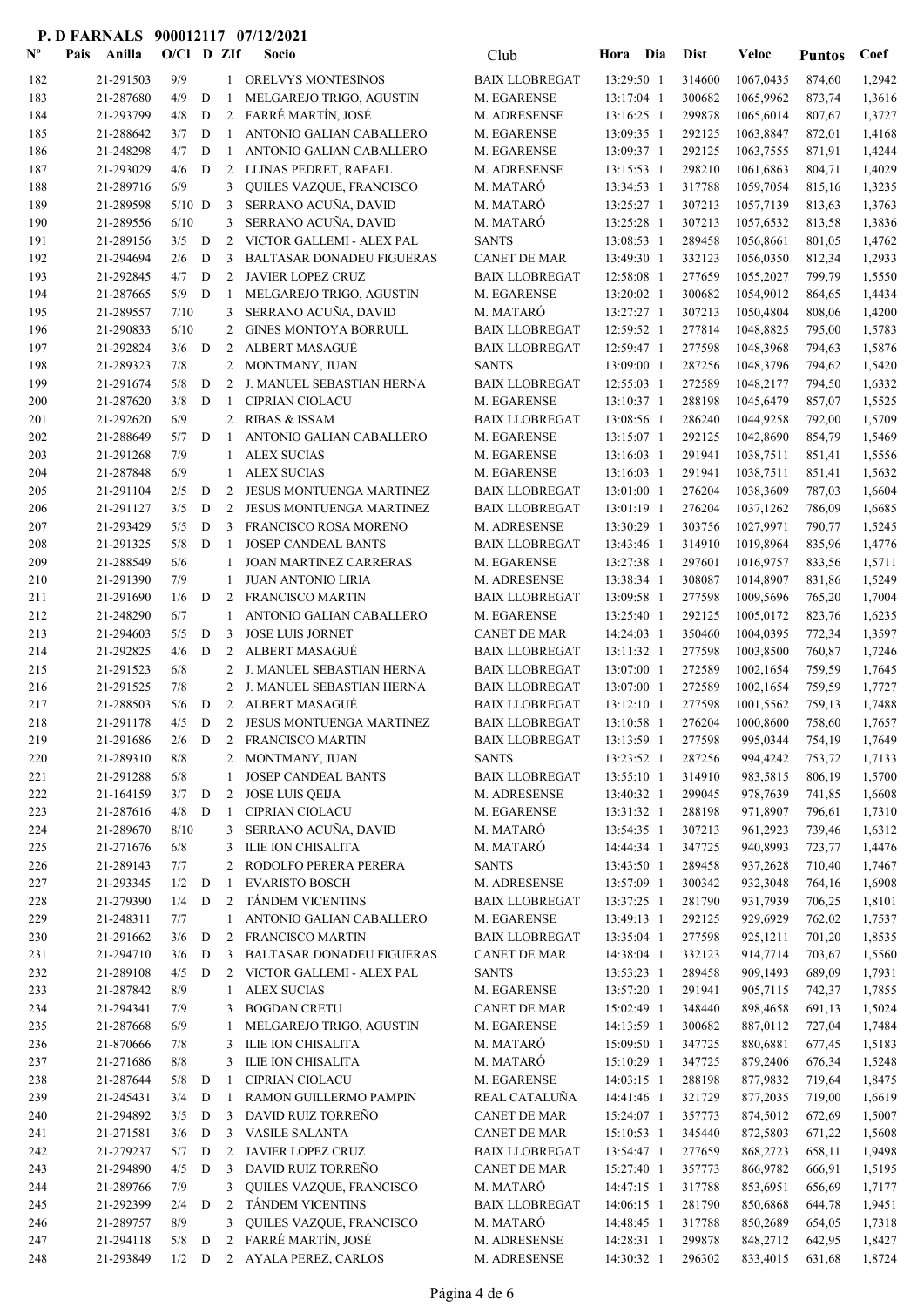**P. D FARNALS 900012117 07/12/2021**

| Nº | Pais | Anilla | O/Cl | D | ZIf | Socio | Club | Hora | Dia | Dist | Veloc | Puntos | Coef |
|---|---|---|---|---|---|---|---|---|---|---|---|---|---|
| 182 | | 21-291503 | 9/9 | | 1 | ORELVYS MONTESINOS | BAIX LLOBREGAT | 13:29:50 | 1 | 314600 | 1067,0435 | 874,60 | 1,2942 |
| 183 | | 21-287680 | 4/9 | D | 1 | MELGAREJO TRIGO, AGUSTIN | M. EGARENSE | 13:17:04 | 1 | 300682 | 1065,9962 | 873,74 | 1,3616 |
| 184 | | 21-293799 | 4/8 | D | 2 | FARRÉ MARTÍN, JOSÉ | M. ADRESENSE | 13:16:25 | 1 | 299878 | 1065,6014 | 807,67 | 1,3727 |
| 185 | | 21-288642 | 3/7 | D | 1 | ANTONIO GALIAN CABALLERO | M. EGARENSE | 13:09:35 | 1 | 292125 | 1063,8847 | 872,01 | 1,4168 |
| 186 | | 21-248298 | 4/7 | D | 1 | ANTONIO GALIAN CABALLERO | M. EGARENSE | 13:09:37 | 1 | 292125 | 1063,7555 | 871,91 | 1,4244 |
| 187 | | 21-293029 | 4/6 | D | 2 | LLINAS PEDRET, RAFAEL | M. ADRESENSE | 13:15:53 | 1 | 298210 | 1061,6863 | 804,71 | 1,4029 |
| 188 | | 21-289716 | 6/9 | | 3 | QUILES VAZQUE, FRANCISCO | M. MATARÓ | 13:34:53 | 1 | 317788 | 1059,7054 | 815,16 | 1,3235 |
| 189 | | 21-289598 | 5/10 | D | 3 | SERRANO ACUÑA, DAVID | M. MATARÓ | 13:25:27 | 1 | 307213 | 1057,7139 | 813,63 | 1,3763 |
| 190 | | 21-289556 | 6/10 | | 3 | SERRANO ACUÑA, DAVID | M. MATARÓ | 13:25:28 | 1 | 307213 | 1057,6532 | 813,58 | 1,3836 |
| 191 | | 21-289156 | 3/5 | D | 2 | VICTOR GALLEMI - ALEX PAL | SANTS | 13:08:53 | 1 | 289458 | 1056,8661 | 801,05 | 1,4762 |
| 192 | | 21-294694 | 2/6 | D | 3 | BALTASAR DONADEU FIGUERAS | CANET DE MAR | 13:49:30 | 1 | 332123 | 1056,0350 | 812,34 | 1,2933 |
| 193 | | 21-292845 | 4/7 | D | 2 | JAVIER LOPEZ CRUZ | BAIX LLOBREGAT | 12:58:08 | 1 | 277659 | 1055,2027 | 799,79 | 1,5550 |
| 194 | | 21-287665 | 5/9 | D | 1 | MELGAREJO TRIGO, AGUSTIN | M. EGARENSE | 13:20:02 | 1 | 300682 | 1054,9012 | 864,65 | 1,4434 |
| 195 | | 21-289557 | 7/10 | | 3 | SERRANO ACUÑA, DAVID | M. MATARÓ | 13:27:27 | 1 | 307213 | 1050,4804 | 808,06 | 1,4200 |
| 196 | | 21-290833 | 6/10 | | 2 | GINES MONTOYA BORRULL | BAIX LLOBREGAT | 12:59:52 | 1 | 277814 | 1048,8825 | 795,00 | 1,5783 |
| 197 | | 21-292824 | 3/6 | D | 2 | ALBERT MASAGUÉ | BAIX LLOBREGAT | 12:59:47 | 1 | 277598 | 1048,3968 | 794,63 | 1,5876 |
| 198 | | 21-289323 | 7/8 | | 2 | MONTMANY, JUAN | SANTS | 13:09:00 | 1 | 287256 | 1048,3796 | 794,62 | 1,5420 |
| 199 | | 21-291674 | 5/8 | D | 2 | J. MANUEL SEBASTIAN HERNA | BAIX LLOBREGAT | 12:55:03 | 1 | 272589 | 1048,2177 | 794,50 | 1,6332 |
| 200 | | 21-287620 | 3/8 | D | 1 | CIPRIAN CIOLACU | M. EGARENSE | 13:10:37 | 1 | 288198 | 1045,6479 | 857,07 | 1,5525 |
| 201 | | 21-292620 | 6/9 | | 2 | RIBAS & ISSAM | BAIX LLOBREGAT | 13:08:56 | 1 | 286240 | 1044,9258 | 792,00 | 1,5709 |
| 202 | | 21-288649 | 5/7 | D | 1 | ANTONIO GALIAN CABALLERO | M. EGARENSE | 13:15:07 | 1 | 292125 | 1042,8690 | 854,79 | 1,5469 |
| 203 | | 21-291268 | 7/9 | | 1 | ALEX SUCIAS | M. EGARENSE | 13:16:03 | 1 | 291941 | 1038,7511 | 851,41 | 1,5556 |
| 204 | | 21-287848 | 6/9 | | 1 | ALEX SUCIAS | M. EGARENSE | 13:16:03 | 1 | 291941 | 1038,7511 | 851,41 | 1,5632 |
| 205 | | 21-291104 | 2/5 | D | 2 | JESUS MONTUENGA MARTINEZ | BAIX LLOBREGAT | 13:01:00 | 1 | 276204 | 1038,3609 | 787,03 | 1,6604 |
| 206 | | 21-291127 | 3/5 | D | 2 | JESUS MONTUENGA MARTINEZ | BAIX LLOBREGAT | 13:01:19 | 1 | 276204 | 1037,1262 | 786,09 | 1,6685 |
| 207 | | 21-293429 | 5/5 | D | 3 | FRANCISCO ROSA MORENO | M. ADRESENSE | 13:30:29 | 1 | 303756 | 1027,9971 | 790,77 | 1,5245 |
| 208 | | 21-291325 | 5/8 | D | 1 | JOSEP CANDEAL BANTS | BAIX LLOBREGAT | 13:43:46 | 1 | 314910 | 1019,8964 | 835,96 | 1,4776 |
| 209 | | 21-288549 | 6/6 | | 1 | JOAN MARTINEZ CARRERAS | M. EGARENSE | 13:27:38 | 1 | 297601 | 1016,9757 | 833,56 | 1,5711 |
| 210 | | 21-291390 | 7/9 | | 1 | JUAN ANTONIO LIRIA | M. ADRESENSE | 13:38:34 | 1 | 308087 | 1014,8907 | 831,86 | 1,5249 |
| 211 | | 21-291690 | 1/6 | D | 2 | FRANCISCO MARTIN | BAIX LLOBREGAT | 13:09:58 | 1 | 277598 | 1009,5696 | 765,20 | 1,7004 |
| 212 | | 21-248290 | 6/7 | | 1 | ANTONIO GALIAN CABALLERO | M. EGARENSE | 13:25:40 | 1 | 292125 | 1005,0172 | 823,76 | 1,6235 |
| 213 | | 21-294603 | 5/5 | D | 3 | JOSE LUIS JORNET | CANET DE MAR | 14:24:03 | 1 | 350460 | 1004,0395 | 772,34 | 1,3597 |
| 214 | | 21-292825 | 4/6 | D | 2 | ALBERT MASAGUÉ | BAIX LLOBREGAT | 13:11:32 | 1 | 277598 | 1003,8500 | 760,87 | 1,7246 |
| 215 | | 21-291523 | 6/8 | | 2 | J. MANUEL SEBASTIAN HERNA | BAIX LLOBREGAT | 13:07:00 | 1 | 272589 | 1002,1654 | 759,59 | 1,7645 |
| 216 | | 21-291525 | 7/8 | | 2 | J. MANUEL SEBASTIAN HERNA | BAIX LLOBREGAT | 13:07:00 | 1 | 272589 | 1002,1654 | 759,59 | 1,7727 |
| 217 | | 21-288503 | 5/6 | D | 2 | ALBERT MASAGUÉ | BAIX LLOBREGAT | 13:12:10 | 1 | 277598 | 1001,5562 | 759,13 | 1,7488 |
| 218 | | 21-291178 | 4/5 | D | 2 | JESUS MONTUENGA MARTINEZ | BAIX LLOBREGAT | 13:10:58 | 1 | 276204 | 1000,8600 | 758,60 | 1,7657 |
| 219 | | 21-291686 | 2/6 | D | 2 | FRANCISCO MARTIN | BAIX LLOBREGAT | 13:13:59 | 1 | 277598 | 995,0344 | 754,19 | 1,7649 |
| 220 | | 21-289310 | 8/8 | | 2 | MONTMANY, JUAN | SANTS | 13:23:52 | 1 | 287256 | 994,4242 | 753,72 | 1,7133 |
| 221 | | 21-291288 | 6/8 | | 1 | JOSEP CANDEAL BANTS | BAIX LLOBREGAT | 13:55:10 | 1 | 314910 | 983,5815 | 806,19 | 1,5700 |
| 222 | | 21-164159 | 3/7 | D | 2 | JOSE LUIS QEIJA | M. ADRESENSE | 13:40:32 | 1 | 299045 | 978,7639 | 741,85 | 1,6608 |
| 223 | | 21-287616 | 4/8 | D | 1 | CIPRIAN CIOLACU | M. EGARENSE | 13:31:32 | 1 | 288198 | 971,8907 | 796,61 | 1,7310 |
| 224 | | 21-289670 | 8/10 | | 3 | SERRANO ACUÑA, DAVID | M. MATARÓ | 13:54:35 | 1 | 307213 | 961,2923 | 739,46 | 1,6312 |
| 225 | | 21-271676 | 6/8 | | 3 | ILIE ION CHISALITA | M. MATARÓ | 14:44:34 | 1 | 347725 | 940,8993 | 723,77 | 1,4476 |
| 226 | | 21-289143 | 7/7 | | 2 | RODOLFO PERERA PERERA | SANTS | 13:43:50 | 1 | 289458 | 937,2628 | 710,40 | 1,7467 |
| 227 | | 21-293345 | 1/2 | D | 1 | EVARISTO BOSCH | M. ADRESENSE | 13:57:09 | 1 | 300342 | 932,3048 | 764,16 | 1,6908 |
| 228 | | 21-279390 | 1/4 | D | 2 | TÁNDEM VICENTINS | BAIX LLOBREGAT | 13:37:25 | 1 | 281790 | 931,7939 | 706,25 | 1,8101 |
| 229 | | 21-248311 | 7/7 | | 1 | ANTONIO GALIAN CABALLERO | M. EGARENSE | 13:49:13 | 1 | 292125 | 929,6929 | 762,02 | 1,7537 |
| 230 | | 21-291662 | 3/6 | D | 2 | FRANCISCO MARTIN | BAIX LLOBREGAT | 13:35:04 | 1 | 277598 | 925,1211 | 701,20 | 1,8535 |
| 231 | | 21-294710 | 3/6 | D | 3 | BALTASAR DONADEU FIGUERAS | CANET DE MAR | 14:38:04 | 1 | 332123 | 914,7714 | 703,67 | 1,5560 |
| 232 | | 21-289108 | 4/5 | D | 2 | VICTOR GALLEMI - ALEX PAL | SANTS | 13:53:23 | 1 | 289458 | 909,1493 | 689,09 | 1,7931 |
| 233 | | 21-287842 | 8/9 | | 1 | ALEX SUCIAS | M. EGARENSE | 13:57:20 | 1 | 291941 | 905,7115 | 742,37 | 1,7855 |
| 234 | | 21-294341 | 7/9 | | 3 | BOGDAN CRETU | CANET DE MAR | 15:02:49 | 1 | 348440 | 898,4658 | 691,13 | 1,5024 |
| 235 | | 21-287668 | 6/9 | | 1 | MELGAREJO TRIGO, AGUSTIN | M. EGARENSE | 14:13:59 | 1 | 300682 | 887,0112 | 727,04 | 1,7484 |
| 236 | | 21-870666 | 7/8 | | 3 | ILIE ION CHISALITA | M. MATARÓ | 15:09:50 | 1 | 347725 | 880,6881 | 677,45 | 1,5183 |
| 237 | | 21-271686 | 8/8 | | 3 | ILIE ION CHISALITA | M. MATARÓ | 15:10:29 | 1 | 347725 | 879,2406 | 676,34 | 1,5248 |
| 238 | | 21-287644 | 5/8 | D | 1 | CIPRIAN CIOLACU | M. EGARENSE | 14:03:15 | 1 | 288198 | 877,9832 | 719,64 | 1,8475 |
| 239 | | 21-245431 | 3/4 | D | 1 | RAMON GUILLERMO PAMPIN | REAL CATALUÑA | 14:41:46 | 1 | 321729 | 877,2035 | 719,00 | 1,6619 |
| 240 | | 21-294892 | 3/5 | D | 3 | DAVID RUIZ TORREÑO | CANET DE MAR | 15:24:07 | 1 | 357773 | 874,5012 | 672,69 | 1,5007 |
| 241 | | 21-271581 | 3/6 | D | 3 | VASILE SALANTA | CANET DE MAR | 15:10:53 | 1 | 345440 | 872,5803 | 671,22 | 1,5608 |
| 242 | | 21-279237 | 5/7 | D | 2 | JAVIER LOPEZ CRUZ | BAIX LLOBREGAT | 13:54:47 | 1 | 277659 | 868,2723 | 658,11 | 1,9498 |
| 243 | | 21-294890 | 4/5 | D | 3 | DAVID RUIZ TORREÑO | CANET DE MAR | 15:27:40 | 1 | 357773 | 866,9782 | 666,91 | 1,5195 |
| 244 | | 21-289766 | 7/9 | | 3 | QUILES VAZQUE, FRANCISCO | M. MATARÓ | 14:47:15 | 1 | 317788 | 853,6951 | 656,69 | 1,7177 |
| 245 | | 21-292399 | 2/4 | D | 2 | TÁNDEM VICENTINS | BAIX LLOBREGAT | 14:06:15 | 1 | 281790 | 850,6868 | 644,78 | 1,9451 |
| 246 | | 21-289757 | 8/9 | | 3 | QUILES VAZQUE, FRANCISCO | M. MATARÓ | 14:48:45 | 1 | 317788 | 850,2689 | 654,05 | 1,7318 |
| 247 | | 21-294118 | 5/8 | D | 2 | FARRÉ MARTÍN, JOSÉ | M. ADRESENSE | 14:28:31 | 1 | 299878 | 848,2712 | 642,95 | 1,8427 |
| 248 | | 21-293849 | 1/2 | D | 2 | AYALA PEREZ, CARLOS | M. ADRESENSE | 14:30:32 | 1 | 296302 | 833,4015 | 631,68 | 1,8724 |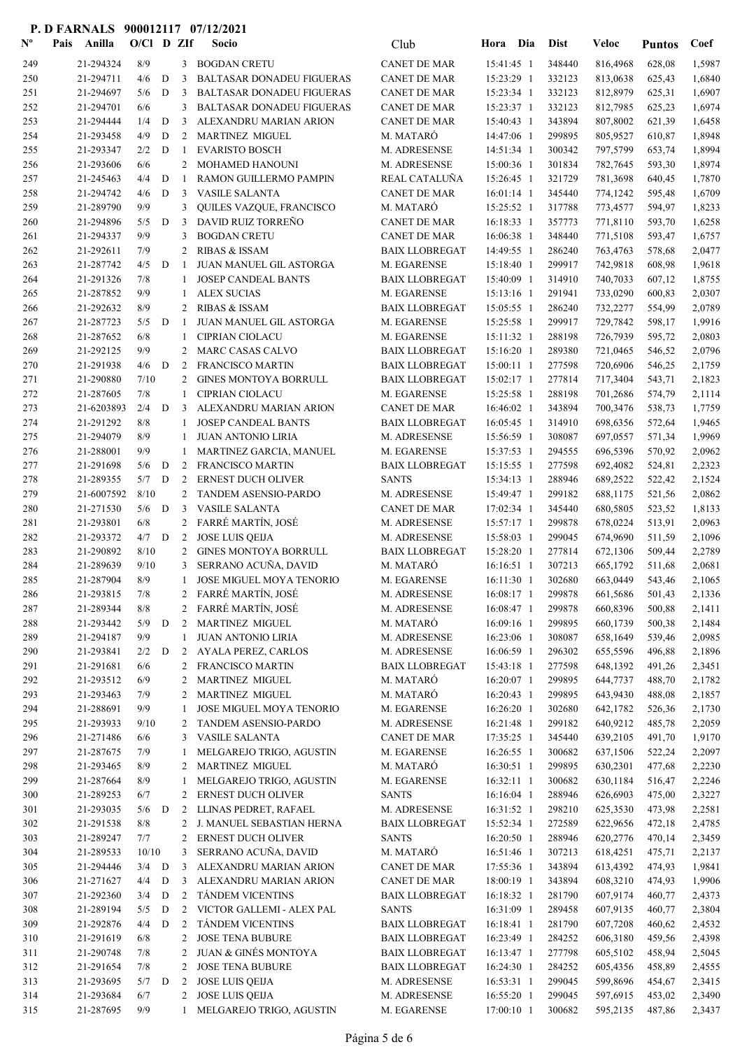**P. D FARNALS 900012117 07/12/2021**

| Nº | Pais | Anilla | O/Cl | D | ZIf | Socio | Club | Hora | Dia | Dist | Veloc | Puntos | Coef |
|---|---|---|---|---|---|---|---|---|---|---|---|---|---|
| 249 | | 21-294324 | 8/9 | | 3 | BOGDAN CRETU | CANET DE MAR | 15:41:45 | 1 | 348440 | 816,4968 | 628,08 | 1,5987 |
| 250 | | 21-294711 | 4/6 | D | 3 | BALTASAR DONADEU FIGUERAS | CANET DE MAR | 15:23:29 | 1 | 332123 | 813,0638 | 625,43 | 1,6840 |
| 251 | | 21-294697 | 5/6 | D | 3 | BALTASAR DONADEU FIGUERAS | CANET DE MAR | 15:23:34 | 1 | 332123 | 812,8979 | 625,31 | 1,6907 |
| 252 | | 21-294701 | 6/6 | | 3 | BALTASAR DONADEU FIGUERAS | CANET DE MAR | 15:23:37 | 1 | 332123 | 812,7985 | 625,23 | 1,6974 |
| 253 | | 21-294444 | 1/4 | D | 3 | ALEXANDRU MARIAN ARION | CANET DE MAR | 15:40:43 | 1 | 343894 | 807,8002 | 621,39 | 1,6458 |
| 254 | | 21-293458 | 4/9 | D | 2 | MARTINEZ MIGUEL | M. MATARÓ | 14:47:06 | 1 | 299895 | 805,9527 | 610,87 | 1,8948 |
| 255 | | 21-293347 | 2/2 | D | 1 | EVARISTO BOSCH | M. ADRESENSE | 14:51:34 | 1 | 300342 | 797,5799 | 653,74 | 1,8994 |
| 256 | | 21-293606 | 6/6 | | 2 | MOHAMED HANOUNI | M. ADRESENSE | 15:00:36 | 1 | 301834 | 782,7645 | 593,30 | 1,8974 |
| 257 | | 21-245463 | 4/4 | D | 1 | RAMON GUILLERMO PAMPIN | REAL CATALUÑA | 15:26:45 | 1 | 321729 | 781,3698 | 640,45 | 1,7870 |
| 258 | | 21-294742 | 4/6 | D | 3 | VASILE SALANTA | CANET DE MAR | 16:01:14 | 1 | 345440 | 774,1242 | 595,48 | 1,6709 |
| 259 | | 21-289790 | 9/9 | | 3 | QUILES VAZQUE, FRANCISCO | M. MATARÓ | 15:25:52 | 1 | 317788 | 773,4577 | 594,97 | 1,8233 |
| 260 | | 21-294896 | 5/5 | D | 3 | DAVID RUIZ TORREÑO | CANET DE MAR | 16:18:33 | 1 | 357773 | 771,8110 | 593,70 | 1,6258 |
| 261 | | 21-294337 | 9/9 | | 3 | BOGDAN CRETU | CANET DE MAR | 16:06:38 | 1 | 348440 | 771,5108 | 593,47 | 1,6757 |
| 262 | | 21-292611 | 7/9 | | 2 | RIBAS & ISSAM | BAIX LLOBREGAT | 14:49:55 | 1 | 286240 | 763,4763 | 578,68 | 2,0477 |
| 263 | | 21-287742 | 4/5 | D | 1 | JUAN MANUEL GIL ASTORGA | M. EGARENSE | 15:18:40 | 1 | 299917 | 742,9818 | 608,98 | 1,9618 |
| 264 | | 21-291326 | 7/8 | | 1 | JOSEP CANDEAL BANTS | BAIX LLOBREGAT | 15:40:09 | 1 | 314910 | 740,7033 | 607,12 | 1,8755 |
| 265 | | 21-287852 | 9/9 | | 1 | ALEX SUCIAS | M. EGARENSE | 15:13:16 | 1 | 291941 | 733,0290 | 600,83 | 2,0307 |
| 266 | | 21-292632 | 8/9 | | 2 | RIBAS & ISSAM | BAIX LLOBREGAT | 15:05:55 | 1 | 286240 | 732,2277 | 554,99 | 2,0789 |
| 267 | | 21-287723 | 5/5 | D | 1 | JUAN MANUEL GIL ASTORGA | M. EGARENSE | 15:25:58 | 1 | 299917 | 729,7842 | 598,17 | 1,9916 |
| 268 | | 21-287652 | 6/8 | | 1 | CIPRIAN CIOLACU | M. EGARENSE | 15:11:32 | 1 | 288198 | 726,7939 | 595,72 | 2,0803 |
| 269 | | 21-292125 | 9/9 | | 2 | MARC CASAS CALVO | BAIX LLOBREGAT | 15:16:20 | 1 | 289380 | 721,0465 | 546,52 | 2,0796 |
| 270 | | 21-291938 | 4/6 | D | 2 | FRANCISCO MARTIN | BAIX LLOBREGAT | 15:00:11 | 1 | 277598 | 720,6906 | 546,25 | 2,1759 |
| 271 | | 21-290880 | 7/10 | | 2 | GINES MONTOYA BORRULL | BAIX LLOBREGAT | 15:02:17 | 1 | 277814 | 717,3404 | 543,71 | 2,1823 |
| 272 | | 21-287605 | 7/8 | | 1 | CIPRIAN CIOLACU | M. EGARENSE | 15:25:58 | 1 | 288198 | 701,2686 | 574,79 | 2,1114 |
| 273 | | 21-6203893 | 2/4 | D | 3 | ALEXANDRU MARIAN ARION | CANET DE MAR | 16:46:02 | 1 | 343894 | 700,3476 | 538,73 | 1,7759 |
| 274 | | 21-291292 | 8/8 | | 1 | JOSEP CANDEAL BANTS | BAIX LLOBREGAT | 16:05:45 | 1 | 314910 | 698,6356 | 572,64 | 1,9465 |
| 275 | | 21-294079 | 8/9 | | 1 | JUAN ANTONIO LIRIA | M. ADRESENSE | 15:56:59 | 1 | 308087 | 697,0557 | 571,34 | 1,9969 |
| 276 | | 21-288001 | 9/9 | | 1 | MARTINEZ GARCIA, MANUEL | M. EGARENSE | 15:37:53 | 1 | 294555 | 696,5396 | 570,92 | 2,0962 |
| 277 | | 21-291698 | 5/6 | D | 2 | FRANCISCO MARTIN | BAIX LLOBREGAT | 15:15:55 | 1 | 277598 | 692,4082 | 524,81 | 2,2323 |
| 278 | | 21-289355 | 5/7 | D | 2 | ERNEST DUCH OLIVER | SANTS | 15:34:13 | 1 | 288946 | 689,2522 | 522,42 | 2,1524 |
| 279 | | 21-6007592 | 8/10 | | 2 | TANDEM ASENSIO-PARDO | M. ADRESENSE | 15:49:47 | 1 | 299182 | 688,1175 | 521,56 | 2,0862 |
| 280 | | 21-271530 | 5/6 | D | 3 | VASILE SALANTA | CANET DE MAR | 17:02:34 | 1 | 345440 | 680,5805 | 523,52 | 1,8133 |
| 281 | | 21-293801 | 6/8 | | 2 | FARRÉ MARTÍN, JOSÉ | M. ADRESENSE | 15:57:17 | 1 | 299878 | 678,0224 | 513,91 | 2,0963 |
| 282 | | 21-293372 | 4/7 | D | 2 | JOSE LUIS QEIJA | M. ADRESENSE | 15:58:03 | 1 | 299045 | 674,9690 | 511,59 | 2,1096 |
| 283 | | 21-290892 | 8/10 | | 2 | GINES MONTOYA BORRULL | BAIX LLOBREGAT | 15:28:20 | 1 | 277814 | 672,1306 | 509,44 | 2,2789 |
| 284 | | 21-289639 | 9/10 | | 3 | SERRANO ACUÑA, DAVID | M. MATARÓ | 16:16:51 | 1 | 307213 | 665,1792 | 511,68 | 2,0681 |
| 285 | | 21-287904 | 8/9 | | 1 | JOSE MIGUEL MOYA TENORIO | M. EGARENSE | 16:11:30 | 1 | 302680 | 663,0449 | 543,46 | 2,1065 |
| 286 | | 21-293815 | 7/8 | | 2 | FARRÉ MARTÍN, JOSÉ | M. ADRESENSE | 16:08:17 | 1 | 299878 | 661,5686 | 501,43 | 2,1336 |
| 287 | | 21-289344 | 8/8 | | 2 | FARRÉ MARTÍN, JOSÉ | M. ADRESENSE | 16:08:47 | 1 | 299878 | 660,8396 | 500,88 | 2,1411 |
| 288 | | 21-293442 | 5/9 | D | 2 | MARTINEZ MIGUEL | M. MATARÓ | 16:09:16 | 1 | 299895 | 660,1739 | 500,38 | 2,1484 |
| 289 | | 21-294187 | 9/9 | | 1 | JUAN ANTONIO LIRIA | M. ADRESENSE | 16:23:06 | 1 | 308087 | 658,1649 | 539,46 | 2,0985 |
| 290 | | 21-293841 | 2/2 | D | 2 | AYALA PEREZ, CARLOS | M. ADRESENSE | 16:06:59 | 1 | 296302 | 655,5596 | 496,88 | 2,1896 |
| 291 | | 21-291681 | 6/6 | | 2 | FRANCISCO MARTIN | BAIX LLOBREGAT | 15:43:18 | 1 | 277598 | 648,1392 | 491,26 | 2,3451 |
| 292 | | 21-293512 | 6/9 | | 2 | MARTINEZ MIGUEL | M. MATARÓ | 16:20:07 | 1 | 299895 | 644,7737 | 488,70 | 2,1782 |
| 293 | | 21-293463 | 7/9 | | 2 | MARTINEZ MIGUEL | M. MATARÓ | 16:20:43 | 1 | 299895 | 643,9430 | 488,08 | 2,1857 |
| 294 | | 21-288691 | 9/9 | | 1 | JOSE MIGUEL MOYA TENORIO | M. EGARENSE | 16:26:20 | 1 | 302680 | 642,1782 | 526,36 | 2,1730 |
| 295 | | 21-293933 | 9/10 | | 2 | TANDEM ASENSIO-PARDO | M. ADRESENSE | 16:21:48 | 1 | 299182 | 640,9212 | 485,78 | 2,2059 |
| 296 | | 21-271486 | 6/6 | | 3 | VASILE SALANTA | CANET DE MAR | 17:35:25 | 1 | 345440 | 639,2105 | 491,70 | 1,9170 |
| 297 | | 21-287675 | 7/9 | | 1 | MELGAREJO TRIGO, AGUSTIN | M. EGARENSE | 16:26:55 | 1 | 300682 | 637,1506 | 522,24 | 2,2097 |
| 298 | | 21-293465 | 8/9 | | 2 | MARTINEZ MIGUEL | M. MATARÓ | 16:30:51 | 1 | 299895 | 630,2301 | 477,68 | 2,2230 |
| 299 | | 21-287664 | 8/9 | | 1 | MELGAREJO TRIGO, AGUSTIN | M. EGARENSE | 16:32:11 | 1 | 300682 | 630,1184 | 516,47 | 2,2246 |
| 300 | | 21-289253 | 6/7 | | 2 | ERNEST DUCH OLIVER | SANTS | 16:16:04 | 1 | 288946 | 626,6903 | 475,00 | 2,3227 |
| 301 | | 21-293035 | 5/6 | D | 2 | LLINAS PEDRET, RAFAEL | M. ADRESENSE | 16:31:52 | 1 | 298210 | 625,3530 | 473,98 | 2,2581 |
| 302 | | 21-291538 | 8/8 | | 2 | J. MANUEL SEBASTIAN HERNA | BAIX LLOBREGAT | 15:52:34 | 1 | 272589 | 622,9656 | 472,18 | 2,4785 |
| 303 | | 21-289247 | 7/7 | | 2 | ERNEST DUCH OLIVER | SANTS | 16:20:50 | 1 | 288946 | 620,2776 | 470,14 | 2,3459 |
| 304 | | 21-289533 | 10/10 | | 3 | SERRANO ACUÑA, DAVID | M. MATARÓ | 16:51:46 | 1 | 307213 | 618,4251 | 475,71 | 2,2137 |
| 305 | | 21-294446 | 3/4 | D | 3 | ALEXANDRU MARIAN ARION | CANET DE MAR | 17:55:36 | 1 | 343894 | 613,4392 | 474,93 | 1,9841 |
| 306 | | 21-271627 | 4/4 | D | 3 | ALEXANDRU MARIAN ARION | CANET DE MAR | 18:00:19 | 1 | 343894 | 608,3210 | 474,93 | 1,9906 |
| 307 | | 21-292360 | 3/4 | D | 2 | TÁNDEM VICENTINS | BAIX LLOBREGAT | 16:18:32 | 1 | 281790 | 607,9174 | 460,77 | 2,4373 |
| 308 | | 21-289194 | 5/5 | D | 2 | VICTOR GALLEMI - ALEX PAL | SANTS | 16:31:09 | 1 | 289458 | 607,9135 | 460,77 | 2,3804 |
| 309 | | 21-292876 | 4/4 | D | 2 | TÁNDEM VICENTINS | BAIX LLOBREGAT | 16:18:41 | 1 | 281790 | 607,7208 | 460,62 | 2,4532 |
| 310 | | 21-291619 | 6/8 | | 2 | JOSE TENA BUBURE | BAIX LLOBREGAT | 16:23:49 | 1 | 284252 | 606,3180 | 459,56 | 2,4398 |
| 311 | | 21-290748 | 7/8 | | 2 | JUAN & GINÉS MONTOYA | BAIX LLOBREGAT | 16:13:47 | 1 | 277798 | 605,5102 | 458,94 | 2,5045 |
| 312 | | 21-291654 | 7/8 | | 2 | JOSE TENA BUBURE | BAIX LLOBREGAT | 16:24:30 | 1 | 284252 | 605,4356 | 458,89 | 2,4555 |
| 313 | | 21-293695 | 5/7 | D | 2 | JOSE LUIS QEIJA | M. ADRESENSE | 16:53:31 | 1 | 299045 | 599,8696 | 454,67 | 2,3415 |
| 314 | | 21-293684 | 6/7 | | 2 | JOSE LUIS QEIJA | M. ADRESENSE | 16:55:20 | 1 | 299045 | 597,6915 | 453,02 | 2,3490 |
| 315 | | 21-287695 | 9/9 | | 1 | MELGAREJO TRIGO, AGUSTIN | M. EGARENSE | 17:00:10 | 1 | 300682 | 595,2135 | 487,86 | 2,3437 |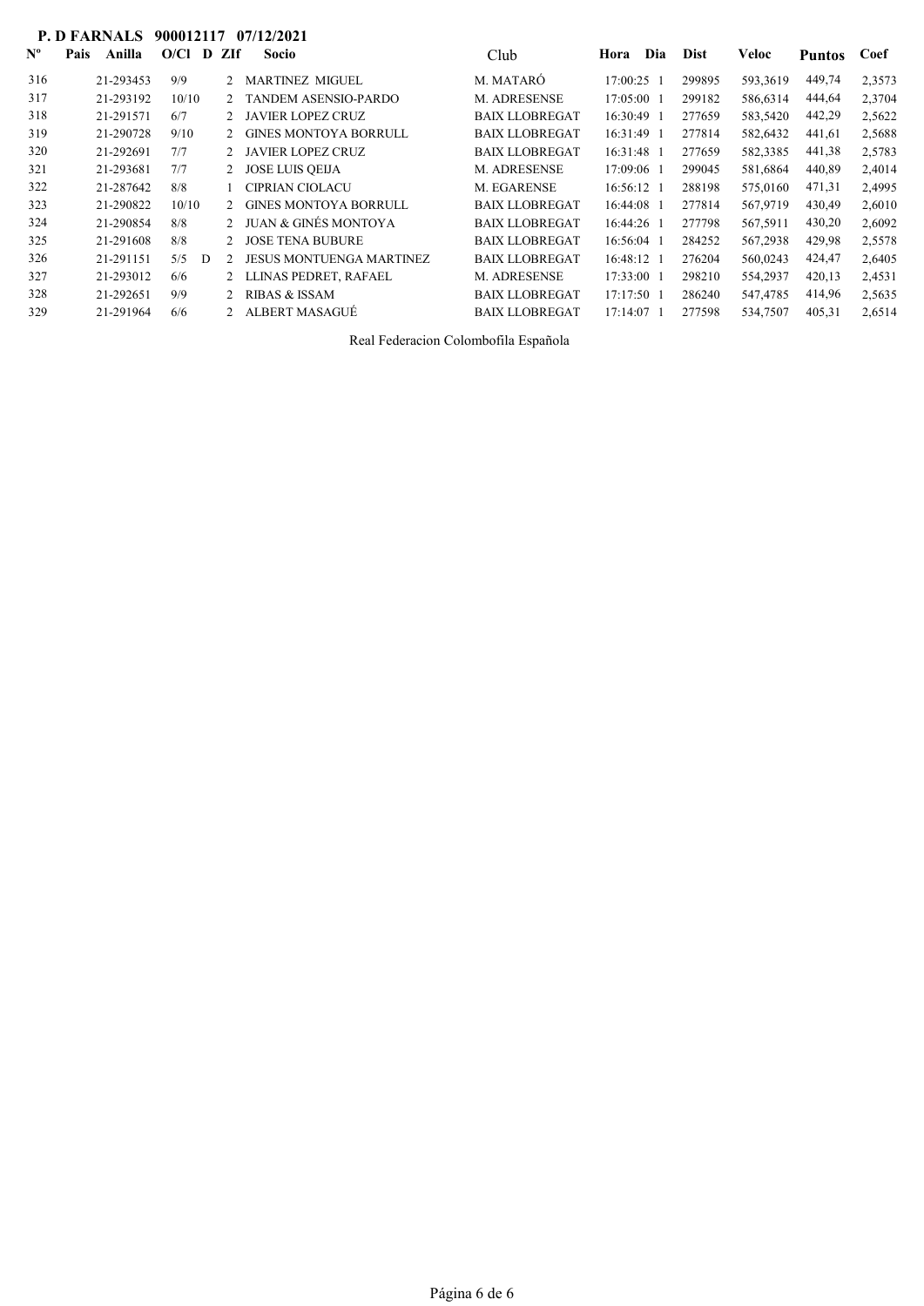**P. D FARNALS 900012117 07/12/2021**

| Nº | Pais | Anilla | O/Cl | D | ZIf | Socio | Club | Hora | Dia | Dist | Veloc | Puntos | Coef |
|---|---|---|---|---|---|---|---|---|---|---|---|---|---|
| 316 | | 21-293453 | 9/9 | | 2 | MARTINEZ MIGUEL | M. MATARÓ | 17:00:25 | 1 | 299895 | 593,3619 | 449,74 | 2,3573 |
| 317 | | 21-293192 | 10/10 | | 2 | TANDEM ASENSIO-PARDO | M. ADRESENSE | 17:05:00 | 1 | 299182 | 586,6314 | 444,64 | 2,3704 |
| 318 | | 21-291571 | 6/7 | | 2 | JAVIER LOPEZ CRUZ | BAIX LLOBREGAT | 16:30:49 | 1 | 277659 | 583,5420 | 442,29 | 2,5622 |
| 319 | | 21-290728 | 9/10 | | 2 | GINES MONTOYA BORRULL | BAIX LLOBREGAT | 16:31:49 | 1 | 277814 | 582,6432 | 441,61 | 2,5688 |
| 320 | | 21-292691 | 7/7 | | 2 | JAVIER LOPEZ CRUZ | BAIX LLOBREGAT | 16:31:48 | 1 | 277659 | 582,3385 | 441,38 | 2,5783 |
| 321 | | 21-293681 | 7/7 | | 2 | JOSE LUIS QEIJA | M. ADRESENSE | 17:09:06 | 1 | 299045 | 581,6864 | 440,89 | 2,4014 |
| 322 | | 21-287642 | 8/8 | | 1 | CIPRIAN CIOLACU | M. EGARENSE | 16:56:12 | 1 | 288198 | 575,0160 | 471,31 | 2,4995 |
| 323 | | 21-290822 | 10/10 | | 2 | GINES MONTOYA BORRULL | BAIX LLOBREGAT | 16:44:08 | 1 | 277814 | 567,9719 | 430,49 | 2,6010 |
| 324 | | 21-290854 | 8/8 | | 2 | JUAN & GINÉS MONTOYA | BAIX LLOBREGAT | 16:44:26 | 1 | 277798 | 567,5911 | 430,20 | 2,6092 |
| 325 | | 21-291608 | 8/8 | | 2 | JOSE TENA BUBURE | BAIX LLOBREGAT | 16:56:04 | 1 | 284252 | 567,2938 | 429,98 | 2,5578 |
| 326 | | 21-291151 | 5/5 | D | 2 | JESUS MONTUENGA MARTINEZ | BAIX LLOBREGAT | 16:48:12 | 1 | 276204 | 560,0243 | 424,47 | 2,6405 |
| 327 | | 21-293012 | 6/6 | | 2 | LLINAS PEDRET, RAFAEL | M. ADRESENSE | 17:33:00 | 1 | 298210 | 554,2937 | 420,13 | 2,4531 |
| 328 | | 21-292651 | 9/9 | | 2 | RIBAS & ISSAM | BAIX LLOBREGAT | 17:17:50 | 1 | 286240 | 547,4785 | 414,96 | 2,5635 |
| 329 | | 21-291964 | 6/6 | | 2 | ALBERT MASAGUÉ | BAIX LLOBREGAT | 17:14:07 | 1 | 277598 | 534,7507 | 405,31 | 2,6514 |

Real Federacion Colombofila Española